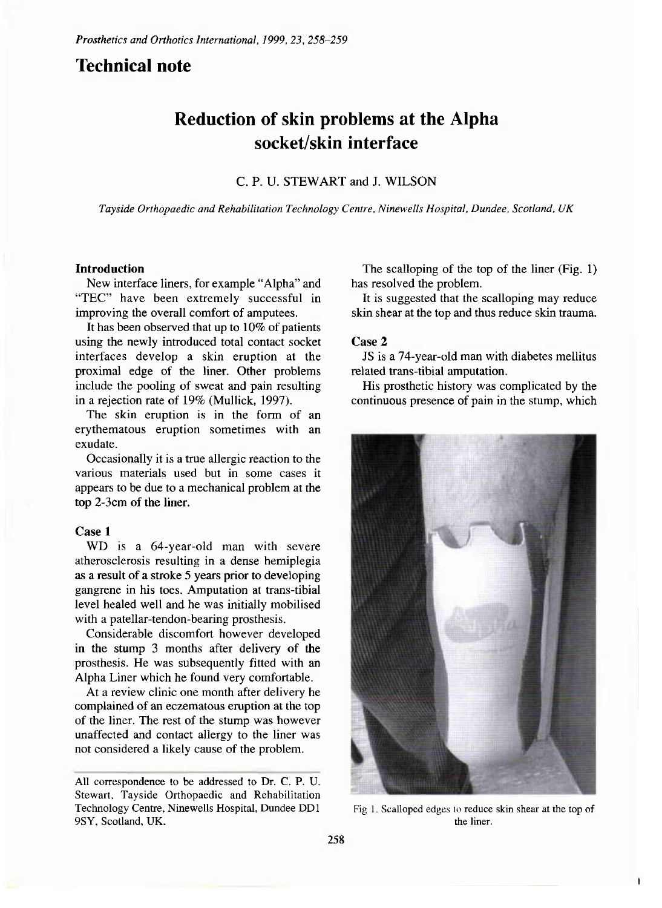# Technical note

## Reduction of skin problems at the Alpha socket/skin interface

C. P. U. STEWART and J. WILSON

*Tayside Orthopaedic and Rehabilitation Technology Centre, Ninewells Hospital, Dundee, Scotland, UK*

### Introduction

New interface liners, for example "Alpha" and "TEC" have been extremely successful in improving the overall comfort of amputees.

It has been observed that up to 10% of patients using the newly introduced total contact socket interfaces develop a skin eruption at the proximal edge of the liner. Other problems include the pooling of sweat and pain resulting in a rejection rate of 19% (Mullick, 1997).

The skin eruption is in the form of an erythematous eruption sometimes with an exudate.

Occasionally it is a true allergic reaction to the various materials used but in some cases it appears to be due to a mechanical problem at the top 2-3cm of the liner.

### Case 1

WD is a 64-year-old man with severe atherosclerosis resulting in a dense hemiplegia as a result of a stroke 5 years prior to developing gangrene in his toes. Amputation at trans-tibial level healed well and he was initially mobilised with a patellar-tendon-bearing prosthesis.

Considerable discomfort however developed in the stump 3 months after delivery of the prosthesis. He was subsequently fitted with an Alpha Liner which he found very comfortable.

At a review clinic one month after delivery he complained of an eczematous eruption at the top of the liner. The rest of the stump was however unaffected and contact allergy to the liner was not considered a likely cause of the problem.

The scalloping of the top of the liner (Fig. 1) has resolved the problem.

It is suggested that the scalloping may reduce skin shear at the top and thus reduce skin trauma.

### Case 2

JS is a 74-year-old man with diabetes mellitus related trans-tibial amputation.

His prosthetic history was complicated by the continuous presence of pain in the stump, which

Fig 1. Scalloped edges to reduce skin shear at the top of the liner.

All correspondence to be addressed to Dr. C. P. U. Stewart, Tayside Orthopaedic and Rehabilitation Technology Centre, Ninewells Hospital, Dundee DD1 9SY, Scotland, UK.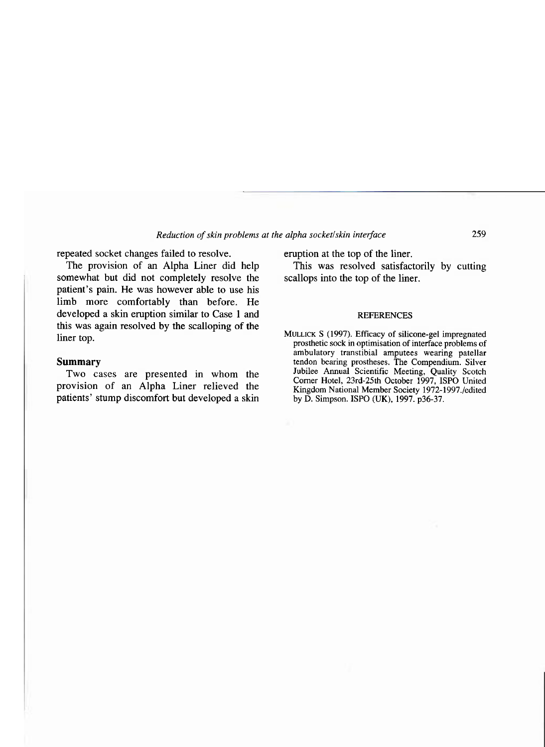repeated socket changes failed to resolve.

The provision of an Alpha Liner did help somewhat but did not completely resolve the patient's pain. He was however able to use his limb more comfortably than before. He developed a skin eruption similar to Case 1 and this was again resolved by the scalloping of the liner top.

## Summary

Two cases are presented in whom the provision of an Alpha Liner relieved the patients' stump discomfort but developed a skin eruption at the top of the liner.

This was resolved satisfactorily by cutting scallops into the top of the liner.

### REFERENCES

MULLICK S (1997). Efficacy of silicone-gel impregnated prosthetic sock in optimisation of interface problems of ambulatory transtibial amputees wearing patellar tendon bearing prostheses. The Compendium. Silver Jubilee Annual Scientific Meeting, Quality Scotch Corner Hotel, 23rd-25th October 1997, ISPO United Kingdom National Member Society 1972-1997./edited by D. Simpson. ISPO (UK), 1997. p36-37.